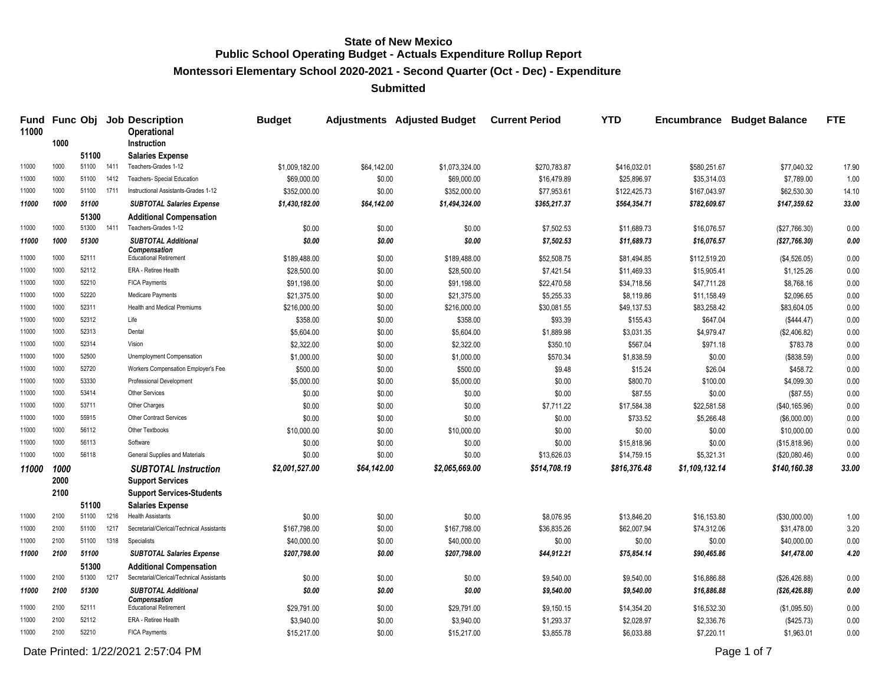# State of New Mexico
## Public School Operating Budget - Actuals Expenditure Rollup Report
### Montessori Elementary School 2020-2021 - Second Quarter (Oct - Dec) - Expenditure
### Submitted

| Fund | Func | Obj | Job | Description | Budget | Adjustments | Adjusted Budget | Current Period | YTD | Encumbrance | Budget Balance | FTE |
|---|---|---|---|---|---|---|---|---|---|---|---|---|
| 11000 | | | | Operational | | | | | | | | |
| | 1000 | | | Instruction | | | | | | | | |
| | | 51100 | | Salaries Expense | | | | | | | | |
| 11000 | 1000 | 51100 | 1411 | Teachers-Grades 1-12 | $1,009,182.00 | $64,142.00 | $1,073,324.00 | $270,783.87 | $416,032.01 | $580,251.67 | $77,040.32 | 17.90 |
| 11000 | 1000 | 51100 | 1412 | Teachers- Special Education | $69,000.00 | $0.00 | $69,000.00 | $16,479.89 | $25,896.97 | $35,314.03 | $7,789.00 | 1.00 |
| 11000 | 1000 | 51100 | 1711 | Instructional Assistants-Grades 1-12 | $352,000.00 | $0.00 | $352,000.00 | $77,953.61 | $122,425.73 | $167,043.97 | $62,530.30 | 14.10 |
| ***11000*** | ***1000*** | ***51100*** | | ***SUBTOTAL Salaries Expense*** | ***$1,430,182.00*** | ***$64,142.00*** | ***$1,494,324.00*** | ***$365,217.37*** | ***$564,354.71*** | ***$782,609.67*** | ***$147,359.62*** | ***33.00*** |
| | | 51300 | | Additional Compensation | | | | | | | | |
| 11000 | 1000 | 51300 | 1411 | Teachers-Grades 1-12 | $0.00 | $0.00 | $0.00 | $7,502.53 | $11,689.73 | $16,076.57 | ($27,766.30) | 0.00 |
| ***11000*** | ***1000*** | ***51300*** | | ***SUBTOTAL Additional Compensation*** | ***$0.00*** | ***$0.00*** | ***$0.00*** | ***$7,502.53*** | ***$11,689.73*** | ***$16,076.57*** | ***($27,766.30)*** | ***0.00*** |
| 11000 | 1000 | 52111 | | Educational Retirement | $189,488.00 | $0.00 | $189,488.00 | $52,508.75 | $81,494.85 | $112,519.20 | ($4,526.05) | 0.00 |
| 11000 | 1000 | 52112 | | ERA - Retiree Health | $28,500.00 | $0.00 | $28,500.00 | $7,421.54 | $11,469.33 | $15,905.41 | $1,125.26 | 0.00 |
| 11000 | 1000 | 52210 | | FICA Payments | $91,198.00 | $0.00 | $91,198.00 | $22,470.58 | $34,718.56 | $47,711.28 | $8,768.16 | 0.00 |
| 11000 | 1000 | 52220 | | Medicare Payments | $21,375.00 | $0.00 | $21,375.00 | $5,255.33 | $8,119.86 | $11,158.49 | $2,096.65 | 0.00 |
| 11000 | 1000 | 52311 | | Health and Medical Premiums | $216,000.00 | $0.00 | $216,000.00 | $30,081.55 | $49,137.53 | $83,258.42 | $83,604.05 | 0.00 |
| 11000 | 1000 | 52312 | | Life | $358.00 | $0.00 | $358.00 | $93.39 | $155.43 | $647.04 | ($444.47) | 0.00 |
| 11000 | 1000 | 52313 | | Dental | $5,604.00 | $0.00 | $5,604.00 | $1,889.98 | $3,031.35 | $4,979.47 | ($2,406.82) | 0.00 |
| 11000 | 1000 | 52314 | | Vision | $2,322.00 | $0.00 | $2,322.00 | $350.10 | $567.04 | $971.18 | $783.78 | 0.00 |
| 11000 | 1000 | 52500 | | Unemployment Compensation | $1,000.00 | $0.00 | $1,000.00 | $570.34 | $1,838.59 | $0.00 | ($838.59) | 0.00 |
| 11000 | 1000 | 52720 | | Workers Compensation Employer's Fee | $500.00 | $0.00 | $500.00 | $9.48 | $15.24 | $26.04 | $458.72 | 0.00 |
| 11000 | 1000 | 53330 | | Professional Development | $5,000.00 | $0.00 | $5,000.00 | $0.00 | $800.70 | $100.00 | $4,099.30 | 0.00 |
| 11000 | 1000 | 53414 | | Other Services | $0.00 | $0.00 | $0.00 | $0.00 | $87.55 | $0.00 | ($87.55) | 0.00 |
| 11000 | 1000 | 53711 | | Other Charges | $0.00 | $0.00 | $0.00 | $7,711.22 | $17,584.38 | $22,581.58 | ($40,165.96) | 0.00 |
| 11000 | 1000 | 55915 | | Other Contract Services | $0.00 | $0.00 | $0.00 | $0.00 | $733.52 | $5,266.48 | ($6,000.00) | 0.00 |
| 11000 | 1000 | 56112 | | Other Textbooks | $10,000.00 | $0.00 | $10,000.00 | $0.00 | $0.00 | $0.00 | $10,000.00 | 0.00 |
| 11000 | 1000 | 56113 | | Software | $0.00 | $0.00 | $0.00 | $0.00 | $15,818.96 | $0.00 | ($15,818.96) | 0.00 |
| 11000 | 1000 | 56118 | | General Supplies and Materials | $0.00 | $0.00 | $0.00 | $13,626.03 | $14,759.15 | $5,321.31 | ($20,080.46) | 0.00 |
| ***11000*** | ***1000*** | | | ***SUBTOTAL Instruction*** | ***$2,001,527.00*** | ***$64,142.00*** | ***$2,065,669.00*** | ***$514,708.19*** | ***$816,376.48*** | ***$1,109,132.14*** | ***$140,160.38*** | ***33.00*** |
| | 2000 | | | Support Services | | | | | | | | |
| | 2100 | | | Support Services-Students | | | | | | | | |
| | | 51100 | | Salaries Expense | | | | | | | | |
| 11000 | 2100 | 51100 | 1216 | Health Assistants | $0.00 | $0.00 | $0.00 | $8,076.95 | $13,846.20 | $16,153.80 | ($30,000.00) | 1.00 |
| 11000 | 2100 | 51100 | 1217 | Secretarial/Clerical/Technical Assistants | $167,798.00 | $0.00 | $167,798.00 | $36,835.26 | $62,007.94 | $74,312.06 | $31,478.00 | 3.20 |
| 11000 | 2100 | 51100 | 1318 | Specialists | $40,000.00 | $0.00 | $40,000.00 | $0.00 | $0.00 | $0.00 | $40,000.00 | 0.00 |
| ***11000*** | ***2100*** | ***51100*** | | ***SUBTOTAL Salaries Expense*** | ***$207,798.00*** | ***$0.00*** | ***$207,798.00*** | ***$44,912.21*** | ***$75,854.14*** | ***$90,465.86*** | ***$41,478.00*** | ***4.20*** |
| | | 51300 | | Additional Compensation | | | | | | | | |
| 11000 | 2100 | 51300 | 1217 | Secretarial/Clerical/Technical Assistants | $0.00 | $0.00 | $0.00 | $9,540.00 | $9,540.00 | $16,886.88 | ($26,426.88) | 0.00 |
| ***11000*** | ***2100*** | ***51300*** | | ***SUBTOTAL Additional Compensation*** | ***$0.00*** | ***$0.00*** | ***$0.00*** | ***$9,540.00*** | ***$9,540.00*** | ***$16,886.88*** | ***($26,426.88)*** | ***0.00*** |
| 11000 | 2100 | 52111 | | Educational Retirement | $29,791.00 | $0.00 | $29,791.00 | $9,150.15 | $14,354.20 | $16,532.30 | ($1,095.50) | 0.00 |
| 11000 | 2100 | 52112 | | ERA - Retiree Health | $3,940.00 | $0.00 | $3,940.00 | $1,293.37 | $2,028.97 | $2,336.76 | ($425.73) | 0.00 |
| 11000 | 2100 | 52210 | | FICA Payments | $15,217.00 | $0.00 | $15,217.00 | $3,855.78 | $6,033.88 | $7,220.11 | $1,963.01 | 0.00 |

Date Printed: 1/22/2021 2:57:04 PM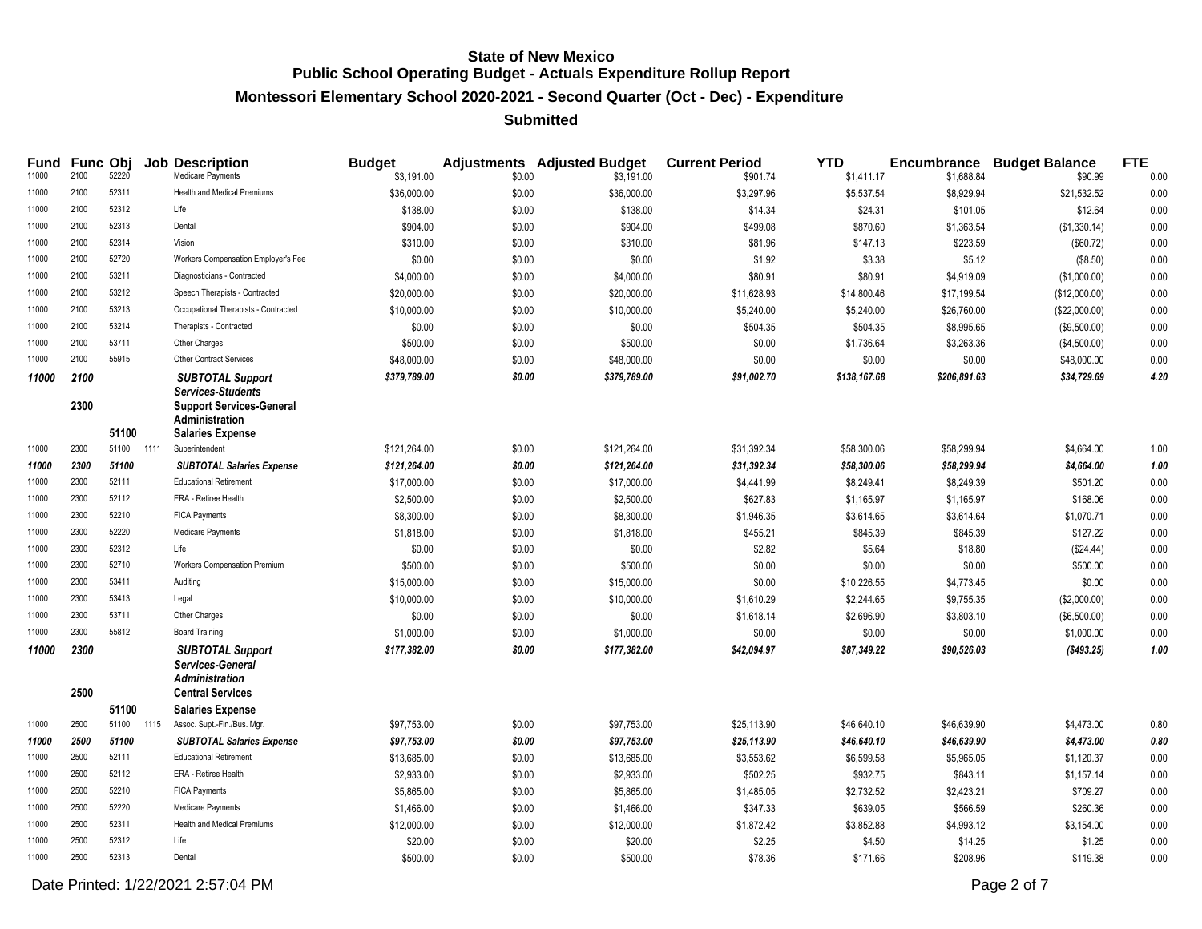**State of New Mexico**
**Public School Operating Budget - Actuals Expenditure Rollup Report**

**Montessori Elementary School 2020-2021 - Second Quarter (Oct - Dec) - Expenditure**

**Submitted**

| Fund | Func | Obj | Job | Description | Budget | Adjustments | Adjusted Budget | Current Period | YTD | Encumbrance | Budget Balance | FTE |
|---|---|---|---|---|---|---|---|---|---|---|---|---|
| 11000 | 2100 | 52220 | | Medicare Payments | $3,191.00 | $0.00 | $3,191.00 | $901.74 | $1,411.17 | $1,688.84 | $90.99 | 0.00 |
| 11000 | 2100 | 52311 | | Health and Medical Premiums | $36,000.00 | $0.00 | $36,000.00 | $3,297.96 | $5,537.54 | $8,929.94 | $21,532.52 | 0.00 |
| 11000 | 2100 | 52312 | | Life | $138.00 | $0.00 | $138.00 | $14.34 | $24.31 | $101.05 | $12.64 | 0.00 |
| 11000 | 2100 | 52313 | | Dental | $904.00 | $0.00 | $904.00 | $499.08 | $870.60 | $1,363.54 | ($1,330.14) | 0.00 |
| 11000 | 2100 | 52314 | | Vision | $310.00 | $0.00 | $310.00 | $81.96 | $147.13 | $223.59 | ($60.72) | 0.00 |
| 11000 | 2100 | 52720 | | Workers Compensation Employer's Fee | $0.00 | $0.00 | $0.00 | $1.92 | $3.38 | $5.12 | ($8.50) | 0.00 |
| 11000 | 2100 | 53211 | | Diagnosticians - Contracted | $4,000.00 | $0.00 | $4,000.00 | $80.91 | $80.91 | $4,919.09 | ($1,000.00) | 0.00 |
| 11000 | 2100 | 53212 | | Speech Therapists - Contracted | $20,000.00 | $0.00 | $20,000.00 | $11,628.93 | $14,800.46 | $17,199.54 | ($12,000.00) | 0.00 |
| 11000 | 2100 | 53213 | | Occupational Therapists - Contracted | $10,000.00 | $0.00 | $10,000.00 | $5,240.00 | $5,240.00 | $26,760.00 | ($22,000.00) | 0.00 |
| 11000 | 2100 | 53214 | | Therapists - Contracted | $0.00 | $0.00 | $0.00 | $504.35 | $504.35 | $8,995.65 | ($9,500.00) | 0.00 |
| 11000 | 2100 | 53711 | | Other Charges | $500.00 | $0.00 | $500.00 | $0.00 | $1,736.64 | $3,263.36 | ($4,500.00) | 0.00 |
| 11000 | 2100 | 55915 | | Other Contract Services | $48,000.00 | $0.00 | $48,000.00 | $0.00 | $0.00 | $0.00 | $48,000.00 | 0.00 |
| ***11000*** | ***2100*** | | | ***SUBTOTAL Support Services-Students*** | ***$379,789.00*** | ***$0.00*** | ***$379,789.00*** | ***$91,002.70*** | ***$138,167.68*** | ***$206,891.63*** | ***$34,729.69*** | ***4.20*** |
| | **2300** | | | **Support Services-General Administration** | | | | | | | | |
| | | **51100** | | **Salaries Expense** | | | | | | | | |
| 11000 | 2300 | 51100 | 1111 | Superintendent | $121,264.00 | $0.00 | $121,264.00 | $31,392.34 | $58,300.06 | $58,299.94 | $4,664.00 | 1.00 |
| ***11000*** | ***2300*** | ***51100*** | | ***SUBTOTAL Salaries Expense*** | ***$121,264.00*** | ***$0.00*** | ***$121,264.00*** | ***$31,392.34*** | ***$58,300.06*** | ***$58,299.94*** | ***$4,664.00*** | ***1.00*** |
| 11000 | 2300 | 52111 | | Educational Retirement | $17,000.00 | $0.00 | $17,000.00 | $4,441.99 | $8,249.41 | $8,249.39 | $501.20 | 0.00 |
| 11000 | 2300 | 52112 | | ERA - Retiree Health | $2,500.00 | $0.00 | $2,500.00 | $627.83 | $1,165.97 | $1,165.97 | $168.06 | 0.00 |
| 11000 | 2300 | 52210 | | FICA Payments | $8,300.00 | $0.00 | $8,300.00 | $1,946.35 | $3,614.65 | $3,614.64 | $1,070.71 | 0.00 |
| 11000 | 2300 | 52220 | | Medicare Payments | $1,818.00 | $0.00 | $1,818.00 | $455.21 | $845.39 | $845.39 | $127.22 | 0.00 |
| 11000 | 2300 | 52312 | | Life | $0.00 | $0.00 | $0.00 | $2.82 | $5.64 | $18.80 | ($24.44) | 0.00 |
| 11000 | 2300 | 52710 | | Workers Compensation Premium | $500.00 | $0.00 | $500.00 | $0.00 | $0.00 | $0.00 | $500.00 | 0.00 |
| 11000 | 2300 | 53411 | | Auditing | $15,000.00 | $0.00 | $15,000.00 | $0.00 | $10,226.55 | $4,773.45 | $0.00 | 0.00 |
| 11000 | 2300 | 53413 | | Legal | $10,000.00 | $0.00 | $10,000.00 | $1,610.29 | $2,244.65 | $9,755.35 | ($2,000.00) | 0.00 |
| 11000 | 2300 | 53711 | | Other Charges | $0.00 | $0.00 | $0.00 | $1,618.14 | $2,696.90 | $3,803.10 | ($6,500.00) | 0.00 |
| 11000 | 2300 | 55812 | | Board Training | $1,000.00 | $0.00 | $1,000.00 | $0.00 | $0.00 | $0.00 | $1,000.00 | 0.00 |
| ***11000*** | ***2300*** | | | ***SUBTOTAL Support Services-General Administration*** | ***$177,382.00*** | ***$0.00*** | ***$177,382.00*** | ***$42,094.97*** | ***$87,349.22*** | ***$90,526.03*** | ***($493.25)*** | ***1.00*** |
| | **2500** | | | **Central Services** | | | | | | | | |
| | | **51100** | | **Salaries Expense** | | | | | | | | |
| 11000 | 2500 | 51100 | 1115 | Assoc. Supt.-Fin./Bus. Mgr. | $97,753.00 | $0.00 | $97,753.00 | $25,113.90 | $46,640.10 | $46,639.90 | $4,473.00 | 0.80 |
| ***11000*** | ***2500*** | ***51100*** | | ***SUBTOTAL Salaries Expense*** | ***$97,753.00*** | ***$0.00*** | ***$97,753.00*** | ***$25,113.90*** | ***$46,640.10*** | ***$46,639.90*** | ***$4,473.00*** | ***0.80*** |
| 11000 | 2500 | 52111 | | Educational Retirement | $13,685.00 | $0.00 | $13,685.00 | $3,553.62 | $6,599.58 | $5,965.05 | $1,120.37 | 0.00 |
| 11000 | 2500 | 52112 | | ERA - Retiree Health | $2,933.00 | $0.00 | $2,933.00 | $502.25 | $932.75 | $843.11 | $1,157.14 | 0.00 |
| 11000 | 2500 | 52210 | | FICA Payments | $5,865.00 | $0.00 | $5,865.00 | $1,485.05 | $2,732.52 | $2,423.21 | $709.27 | 0.00 |
| 11000 | 2500 | 52220 | | Medicare Payments | $1,466.00 | $0.00 | $1,466.00 | $347.33 | $639.05 | $566.59 | $260.36 | 0.00 |
| 11000 | 2500 | 52311 | | Health and Medical Premiums | $12,000.00 | $0.00 | $12,000.00 | $1,872.42 | $3,852.88 | $4,993.12 | $3,154.00 | 0.00 |
| 11000 | 2500 | 52312 | | Life | $20.00 | $0.00 | $20.00 | $2.25 | $4.50 | $14.25 | $1.25 | 0.00 |
| 11000 | 2500 | 52313 | | Dental | $500.00 | $0.00 | $500.00 | $78.36 | $171.66 | $208.96 | $119.38 | 0.00 |

Date Printed: 1/22/2021 2:57:04 PM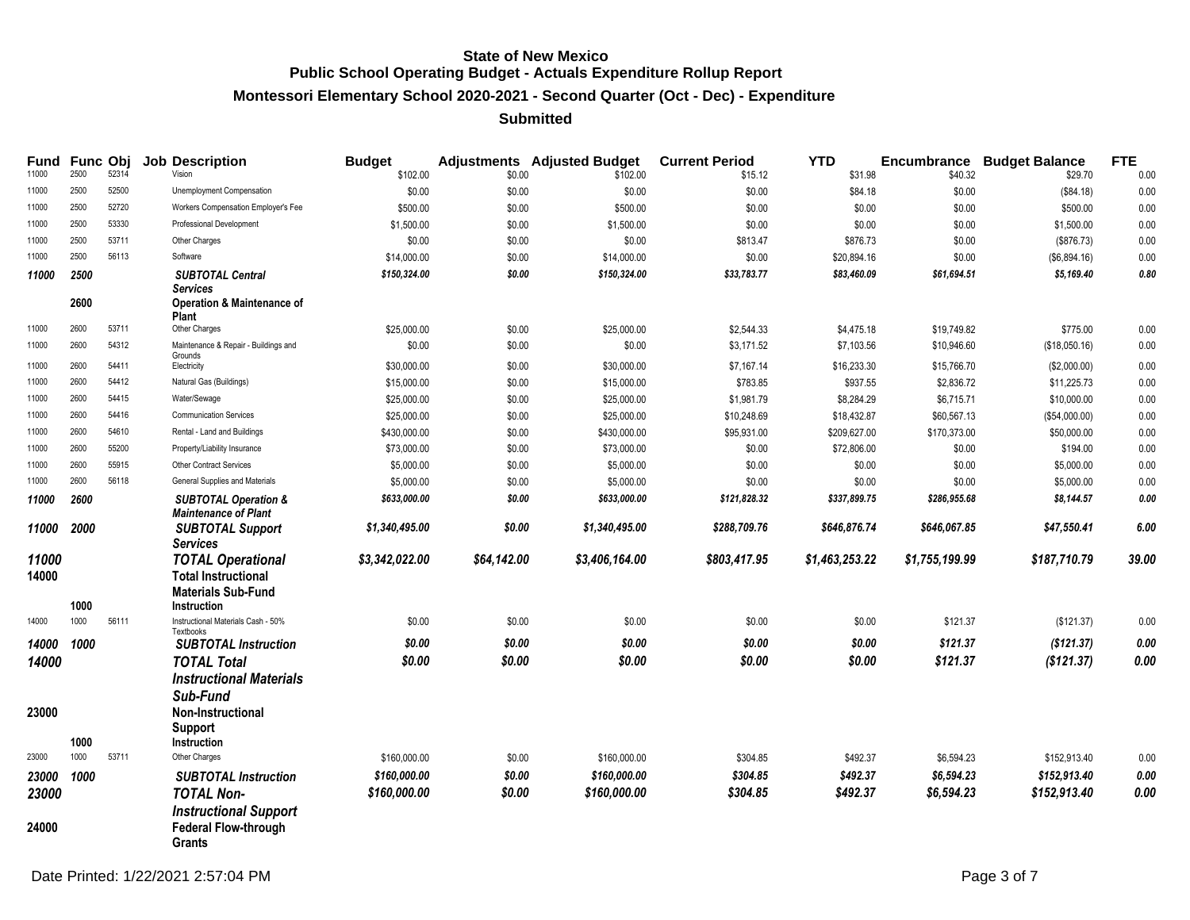# State of New Mexico
## Public School Operating Budget - Actuals Expenditure Rollup Report
### Montessori Elementary School 2020-2021 - Second Quarter (Oct - Dec) - Expenditure
### Submitted

| Fund | Func | Obj | Job | Description | Budget | Adjustments | Adjusted Budget | Current Period | YTD | Encumbrance | Budget Balance | FTE |
|---|---|---|---|---|---|---|---|---|---|---|---|---|
| 11000 | 2500 | 52314 | | Vision | $102.00 | $0.00 | $102.00 | $15.12 | $31.98 | $40.32 | $29.70 | 0.00 |
| 11000 | 2500 | 52500 | | Unemployment Compensation | $0.00 | $0.00 | $0.00 | $0.00 | $84.18 | $0.00 | ($84.18) | 0.00 |
| 11000 | 2500 | 52720 | | Workers Compensation Employer's Fee | $500.00 | $0.00 | $500.00 | $0.00 | $0.00 | $0.00 | $500.00 | 0.00 |
| 11000 | 2500 | 53330 | | Professional Development | $1,500.00 | $0.00 | $1,500.00 | $0.00 | $0.00 | $0.00 | $1,500.00 | 0.00 |
| 11000 | 2500 | 53711 | | Other Charges | $0.00 | $0.00 | $0.00 | $813.47 | $876.73 | $0.00 | ($876.73) | 0.00 |
| 11000 | 2500 | 56113 | | Software | $14,000.00 | $0.00 | $14,000.00 | $0.00 | $20,894.16 | $0.00 | ($6,894.16) | 0.00 |
| *11000* | *2500* | | | ***SUBTOTAL Central Services*** | *$150,324.00* | *$0.00* | *$150,324.00* | *$33,783.77* | *$83,460.09* | *$61,694.51* | *$5,169.40* | *0.80* |
| | **2600** | | | **Operation & Maintenance of Plant** | | | | | | | | |
| 11000 | 2600 | 53711 | | Other Charges | $25,000.00 | $0.00 | $25,000.00 | $2,544.33 | $4,475.18 | $19,749.82 | $775.00 | 0.00 |
| 11000 | 2600 | 54312 | | Maintenance & Repair - Buildings and Grounds | $0.00 | $0.00 | $0.00 | $3,171.52 | $7,103.56 | $10,946.60 | ($18,050.16) | 0.00 |
| 11000 | 2600 | 54411 | | Electricity | $30,000.00 | $0.00 | $30,000.00 | $7,167.14 | $16,233.30 | $15,766.70 | ($2,000.00) | 0.00 |
| 11000 | 2600 | 54412 | | Natural Gas (Buildings) | $15,000.00 | $0.00 | $15,000.00 | $783.85 | $937.55 | $2,836.72 | $11,225.73 | 0.00 |
| 11000 | 2600 | 54415 | | Water/Sewage | $25,000.00 | $0.00 | $25,000.00 | $1,981.79 | $8,284.29 | $6,715.71 | $10,000.00 | 0.00 |
| 11000 | 2600 | 54416 | | Communication Services | $25,000.00 | $0.00 | $25,000.00 | $10,248.69 | $18,432.87 | $60,567.13 | ($54,000.00) | 0.00 |
| 11000 | 2600 | 54610 | | Rental - Land and Buildings | $430,000.00 | $0.00 | $430,000.00 | $95,931.00 | $209,627.00 | $170,373.00 | $50,000.00 | 0.00 |
| 11000 | 2600 | 55200 | | Property/Liability Insurance | $73,000.00 | $0.00 | $73,000.00 | $0.00 | $72,806.00 | $0.00 | $194.00 | 0.00 |
| 11000 | 2600 | 55915 | | Other Contract Services | $5,000.00 | $0.00 | $5,000.00 | $0.00 | $0.00 | $0.00 | $5,000.00 | 0.00 |
| 11000 | 2600 | 56118 | | General Supplies and Materials | $5,000.00 | $0.00 | $5,000.00 | $0.00 | $0.00 | $0.00 | $5,000.00 | 0.00 |
| *11000* | *2600* | | | ***SUBTOTAL Operation & Maintenance of Plant*** | *$633,000.00* | *$0.00* | *$633,000.00* | *$121,828.32* | *$337,899.75* | *$286,955.68* | *$8,144.57* | *0.00* |
| *11000* | *2000* | | | ***SUBTOTAL Support Services*** | *$1,340,495.00* | *$0.00* | *$1,340,495.00* | *$288,709.76* | *$646,876.74* | *$646,067.85* | *$47,550.41* | *6.00* |
| *11000* | | | | ***TOTAL Operational*** | *$3,342,022.00* | *$64,142.00* | *$3,406,164.00* | *$803,417.95* | *$1,463,253.22* | *$1,755,199.99* | *$187,710.79* | *39.00* |
| **14000** | | | | **Total Instructional Materials Sub-Fund** | | | | | | | | |
| | **1000** | | | **Instruction** | | | | | | | | |
| 14000 | 1000 | 56111 | | Instructional Materials Cash - 50% Textbooks | $0.00 | $0.00 | $0.00 | $0.00 | $0.00 | $121.37 | ($121.37) | 0.00 |
| *14000* | *1000* | | | ***SUBTOTAL Instruction*** | *$0.00* | *$0.00* | *$0.00* | *$0.00* | *$0.00* | *$121.37* | *($121.37)* | *0.00* |
| *14000* | | | | ***TOTAL Total Instructional Materials Sub-Fund*** | *$0.00* | *$0.00* | *$0.00* | *$0.00* | *$0.00* | *$121.37* | *($121.37)* | *0.00* |
| **23000** | | | | **Non-Instructional Support** | | | | | | | | |
| | **1000** | | | **Instruction** | | | | | | | | |
| 23000 | 1000 | 53711 | | Other Charges | $160,000.00 | $0.00 | $160,000.00 | $304.85 | $492.37 | $6,594.23 | $152,913.40 | 0.00 |
| *23000* | *1000* | | | ***SUBTOTAL Instruction*** | *$160,000.00* | *$0.00* | *$160,000.00* | *$304.85* | *$492.37* | *$6,594.23* | *$152,913.40* | *0.00* |
| *23000* | | | | ***TOTAL Non-Instructional Support*** | *$160,000.00* | *$0.00* | *$160,000.00* | *$304.85* | *$492.37* | *$6,594.23* | *$152,913.40* | *0.00* |
| **24000** | | | | **Federal Flow-through Grants** | | | | | | | | |

Date Printed: 1/22/2021 2:57:04 PM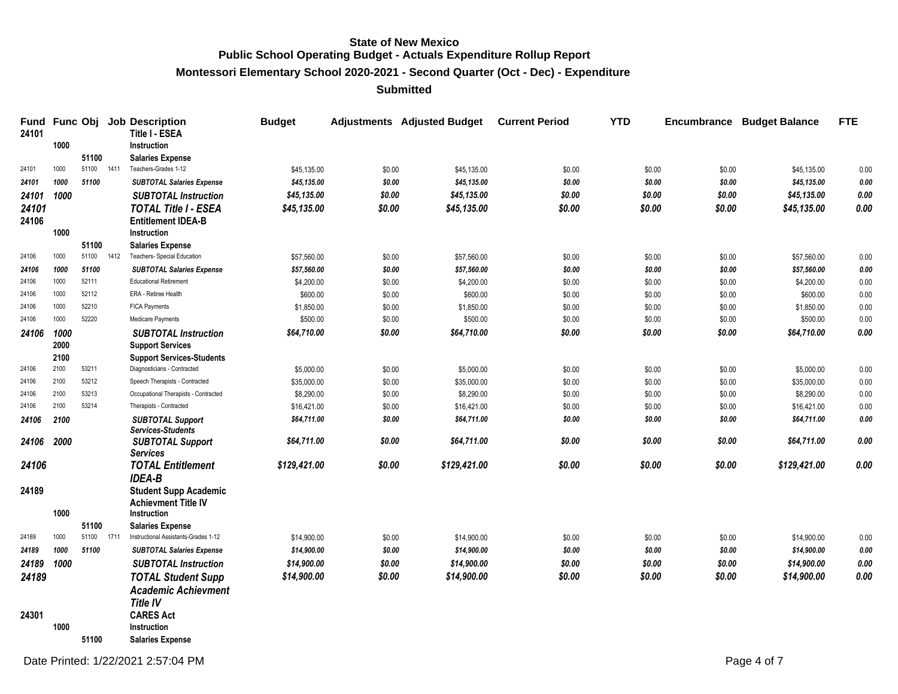# State of New Mexico
## Public School Operating Budget - Actuals Expenditure Rollup Report
### Montessori Elementary School 2020-2021 - Second Quarter (Oct - Dec) - Expenditure
### Submitted

| Fund | Func | Obj | Job | Description | Budget | Adjustments | Adjusted Budget | Current Period | YTD | Encumbrance | Budget Balance | FTE |
|---|---|---|---|---|---|---|---|---|---|---|---|---|
| **24101** | | | | **Title I - ESEA** | | | | | | | | |
| | **1000** | | | **Instruction** | | | | | | | | |
| | | **51100** | | **Salaries Expense** | | | | | | | | |
| 24101 | 1000 | 51100 | 1411 | Teachers-Grades 1-12 | $45,135.00 | $0.00 | $45,135.00 | $0.00 | $0.00 | $0.00 | $45,135.00 | 0.00 |
| ***24101*** | ***1000*** | ***51100*** | | ***SUBTOTAL Salaries Expense*** | ***$45,135.00*** | ***$0.00*** | ***$45,135.00*** | ***$0.00*** | ***$0.00*** | ***$0.00*** | ***$45,135.00*** | ***0.00*** |
| ***24101*** | ***1000*** | | | ***SUBTOTAL Instruction*** | ***$45,135.00*** | ***$0.00*** | ***$45,135.00*** | ***$0.00*** | ***$0.00*** | ***$0.00*** | ***$45,135.00*** | ***0.00*** |
| ***24101*** | | | | ***TOTAL Title I - ESEA*** | ***$45,135.00*** | ***$0.00*** | ***$45,135.00*** | ***$0.00*** | ***$0.00*** | ***$0.00*** | ***$45,135.00*** | ***0.00*** |
| **24106** | | | | **Entitlement IDEA-B** | | | | | | | | |
| | **1000** | | | **Instruction** | | | | | | | | |
| | | **51100** | | **Salaries Expense** | | | | | | | | |
| 24106 | 1000 | 51100 | 1412 | Teachers- Special Education | $57,560.00 | $0.00 | $57,560.00 | $0.00 | $0.00 | $0.00 | $57,560.00 | 0.00 |
| ***24106*** | ***1000*** | ***51100*** | | ***SUBTOTAL Salaries Expense*** | ***$57,560.00*** | ***$0.00*** | ***$57,560.00*** | ***$0.00*** | ***$0.00*** | ***$0.00*** | ***$57,560.00*** | ***0.00*** |
| 24106 | 1000 | 52111 | | Educational Retirement | $4,200.00 | $0.00 | $4,200.00 | $0.00 | $0.00 | $0.00 | $4,200.00 | 0.00 |
| 24106 | 1000 | 52112 | | ERA - Retiree Health | $600.00 | $0.00 | $600.00 | $0.00 | $0.00 | $0.00 | $600.00 | 0.00 |
| 24106 | 1000 | 52210 | | FICA Payments | $1,850.00 | $0.00 | $1,850.00 | $0.00 | $0.00 | $0.00 | $1,850.00 | 0.00 |
| 24106 | 1000 | 52220 | | Medicare Payments | $500.00 | $0.00 | $500.00 | $0.00 | $0.00 | $0.00 | $500.00 | 0.00 |
| ***24106*** | ***1000*** | | | ***SUBTOTAL Instruction*** | ***$64,710.00*** | ***$0.00*** | ***$64,710.00*** | ***$0.00*** | ***$0.00*** | ***$0.00*** | ***$64,710.00*** | ***0.00*** |
| | **2000** | | | **Support Services** | | | | | | | | |
| | **2100** | | | **Support Services-Students** | | | | | | | | |
| 24106 | 2100 | 53211 | | Diagnosticians - Contracted | $5,000.00 | $0.00 | $5,000.00 | $0.00 | $0.00 | $0.00 | $5,000.00 | 0.00 |
| 24106 | 2100 | 53212 | | Speech Therapists - Contracted | $35,000.00 | $0.00 | $35,000.00 | $0.00 | $0.00 | $0.00 | $35,000.00 | 0.00 |
| 24106 | 2100 | 53213 | | Occupational Therapists - Contracted | $8,290.00 | $0.00 | $8,290.00 | $0.00 | $0.00 | $0.00 | $8,290.00 | 0.00 |
| 24106 | 2100 | 53214 | | Therapists - Contracted | $16,421.00 | $0.00 | $16,421.00 | $0.00 | $0.00 | $0.00 | $16,421.00 | 0.00 |
| ***24106*** | ***2100*** | | | ***SUBTOTAL Support Services-Students*** | ***$64,711.00*** | ***$0.00*** | ***$64,711.00*** | ***$0.00*** | ***$0.00*** | ***$0.00*** | ***$64,711.00*** | ***0.00*** |
| ***24106*** | ***2000*** | | | ***SUBTOTAL Support Services*** | ***$64,711.00*** | ***$0.00*** | ***$64,711.00*** | ***$0.00*** | ***$0.00*** | ***$0.00*** | ***$64,711.00*** | ***0.00*** |
| ***24106*** | | | | ***TOTAL Entitlement IDEA-B*** | ***$129,421.00*** | ***$0.00*** | ***$129,421.00*** | ***$0.00*** | ***$0.00*** | ***$0.00*** | ***$129,421.00*** | ***0.00*** |
| **24189** | | | | **Student Supp Academic Achievment Title IV** | | | | | | | | |
| | **1000** | | | **Instruction** | | | | | | | | |
| | | **51100** | | **Salaries Expense** | | | | | | | | |
| 24189 | 1000 | 51100 | 1711 | Instructional Assistants-Grades 1-12 | $14,900.00 | $0.00 | $14,900.00 | $0.00 | $0.00 | $0.00 | $14,900.00 | 0.00 |
| ***24189*** | ***1000*** | ***51100*** | | ***SUBTOTAL Salaries Expense*** | ***$14,900.00*** | ***$0.00*** | ***$14,900.00*** | ***$0.00*** | ***$0.00*** | ***$0.00*** | ***$14,900.00*** | ***0.00*** |
| ***24189*** | ***1000*** | | | ***SUBTOTAL Instruction*** | ***$14,900.00*** | ***$0.00*** | ***$14,900.00*** | ***$0.00*** | ***$0.00*** | ***$0.00*** | ***$14,900.00*** | ***0.00*** |
| ***24189*** | | | | ***TOTAL Student Supp Academic Achievment Title IV*** | ***$14,900.00*** | ***$0.00*** | ***$14,900.00*** | ***$0.00*** | ***$0.00*** | ***$0.00*** | ***$14,900.00*** | ***0.00*** |
| **24301** | | | | **CARES Act** | | | | | | | | |
| | **1000** | | | **Instruction** | | | | | | | | |
| | | **51100** | | **Salaries Expense** | | | | | | | | |

Date Printed: 1/22/2021 2:57:04 PM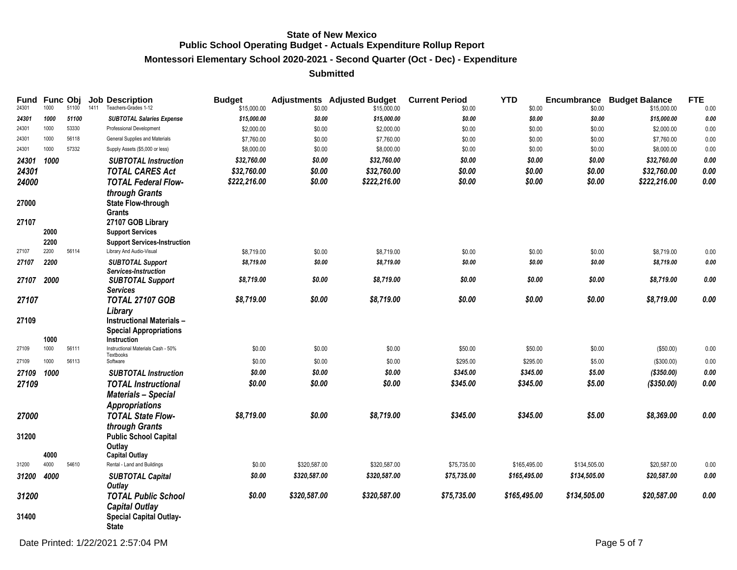**State of New Mexico**
**Public School Operating Budget - Actuals Expenditure Rollup Report**
**Montessori Elementary School 2020-2021 - Second Quarter (Oct - Dec) - Expenditure**
**Submitted**

| Fund | Func | Obj | Job | Description | Budget | Adjustments | Adjusted Budget | Current Period | YTD | Encumbrance | Budget Balance | FTE |
|---|---|---|---|---|---|---|---|---|---|---|---|---|
| 24301 | 1000 | 51100 | 1411 | Teachers-Grades 1-12 | $15,000.00 | $0.00 | $15,000.00 | $0.00 | $0.00 | $0.00 | $15,000.00 | 0.00 |
| *24301* | *1000* | *51100* | | ***SUBTOTAL Salaries Expense*** | *$15,000.00* | *$0.00* | *$15,000.00* | *$0.00* | *$0.00* | *$0.00* | *$15,000.00* | *0.00* |
| 24301 | 1000 | 53330 | | Professional Development | $2,000.00 | $0.00 | $2,000.00 | $0.00 | $0.00 | $0.00 | $2,000.00 | 0.00 |
| 24301 | 1000 | 56118 | | General Supplies and Materials | $7,760.00 | $0.00 | $7,760.00 | $0.00 | $0.00 | $0.00 | $7,760.00 | 0.00 |
| 24301 | 1000 | 57332 | | Supply Assets ($5,000 or less) | $8,000.00 | $0.00 | $8,000.00 | $0.00 | $0.00 | $0.00 | $8,000.00 | 0.00 |
| *24301* | *1000* | | | ***SUBTOTAL Instruction*** | *$32,760.00* | *$0.00* | *$32,760.00* | *$0.00* | *$0.00* | *$0.00* | *$32,760.00* | *0.00* |
| *24301* | | | | ***TOTAL CARES Act*** | *$32,760.00* | *$0.00* | *$32,760.00* | *$0.00* | *$0.00* | *$0.00* | *$32,760.00* | *0.00* |
| *24000* | | | | ***TOTAL Federal Flow-through Grants*** | *$222,216.00* | *$0.00* | *$222,216.00* | *$0.00* | *$0.00* | *$0.00* | *$222,216.00* | *0.00* |
| **27000** | | | | **State Flow-through Grants** | | | | | | | | |
| **27107** | | | | **27107 GOB Library** | | | | | | | | |
| | **2000** | | | **Support Services** | | | | | | | | |
| | **2200** | | | **Support Services-Instruction** | | | | | | | | |
| 27107 | 2200 | 56114 | | Library And Audio-Visual | $8,719.00 | $0.00 | $8,719.00 | $0.00 | $0.00 | $0.00 | $8,719.00 | 0.00 |
| *27107* | *2200* | | | ***SUBTOTAL Support Services-Instruction*** | *$8,719.00* | *$0.00* | *$8,719.00* | *$0.00* | *$0.00* | *$0.00* | *$8,719.00* | *0.00* |
| *27107* | *2000* | | | ***SUBTOTAL Support Services*** | *$8,719.00* | *$0.00* | *$8,719.00* | *$0.00* | *$0.00* | *$0.00* | *$8,719.00* | *0.00* |
| *27107* | | | | ***TOTAL 27107 GOB Library*** | *$8,719.00* | *$0.00* | *$8,719.00* | *$0.00* | *$0.00* | *$0.00* | *$8,719.00* | *0.00* |
| **27109** | | | | **Instructional Materials – Special Appropriations** | | | | | | | | |
| | **1000** | | | **Instruction** | | | | | | | | |
| 27109 | 1000 | 56111 | | Instructional Materials Cash - 50% Textbooks | $0.00 | $0.00 | $0.00 | $50.00 | $50.00 | $0.00 | ($50.00) | 0.00 |
| 27109 | 1000 | 56113 | | Software | $0.00 | $0.00 | $0.00 | $295.00 | $295.00 | $5.00 | ($300.00) | 0.00 |
| *27109* | *1000* | | | ***SUBTOTAL Instruction*** | *$0.00* | *$0.00* | *$0.00* | *$345.00* | *$345.00* | *$5.00* | *($350.00)* | *0.00* |
| *27109* | | | | ***TOTAL Instructional Materials – Special Appropriations*** | *$0.00* | *$0.00* | *$0.00* | *$345.00* | *$345.00* | *$5.00* | *($350.00)* | *0.00* |
| *27000* | | | | ***TOTAL State Flow-through Grants*** | *$8,719.00* | *$0.00* | *$8,719.00* | *$345.00* | *$345.00* | *$5.00* | *$8,369.00* | *0.00* |
| **31200** | | | | **Public School Capital Outlay** | | | | | | | | |
| | **4000** | | | **Capital Outlay** | | | | | | | | |
| 31200 | 4000 | 54610 | | Rental - Land and Buildings | $0.00 | $320,587.00 | $320,587.00 | $75,735.00 | $165,495.00 | $134,505.00 | $20,587.00 | 0.00 |
| *31200* | *4000* | | | ***SUBTOTAL Capital Outlay*** | *$0.00* | *$320,587.00* | *$320,587.00* | *$75,735.00* | *$165,495.00* | *$134,505.00* | *$20,587.00* | *0.00* |
| *31200* | | | | ***TOTAL Public School Capital Outlay*** | *$0.00* | *$320,587.00* | *$320,587.00* | *$75,735.00* | *$165,495.00* | *$134,505.00* | *$20,587.00* | *0.00* |
| **31400** | | | | **Special Capital Outlay-State** | | | | | | | | |

Date Printed: 1/22/2021 2:57:04 PM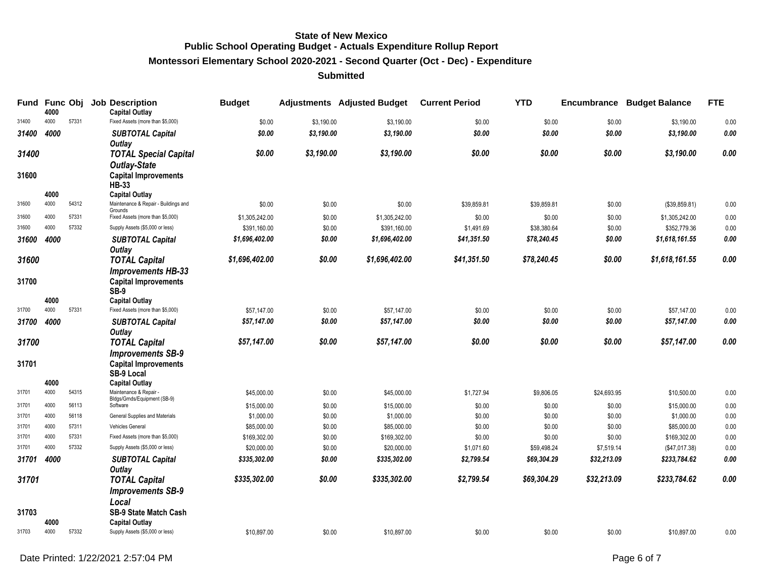**State of New Mexico**
**Public School Operating Budget - Actuals Expenditure Rollup Report**
**Montessori Elementary School 2020-2021 - Second Quarter (Oct - Dec) - Expenditure**
**Submitted**

| Fund | Func | Obj | Job | Description | Budget | Adjustments | Adjusted Budget | Current Period | YTD | Encumbrance | Budget Balance | FTE |
|---|---|---|---|---|---|---|---|---|---|---|---|---|
| | **4000** | | | **Capital Outlay** | | | | | | | | |
| 31400 | 4000 | 57331 | | Fixed Assets (more than $5,000) | $0.00 | $3,190.00 | $3,190.00 | $0.00 | $0.00 | $0.00 | $3,190.00 | 0.00 |
| ***31400*** | ***4000*** | | | ***SUBTOTAL Capital Outlay*** | ***$0.00*** | ***$3,190.00*** | ***$3,190.00*** | ***$0.00*** | ***$0.00*** | ***$0.00*** | ***$3,190.00*** | ***0.00*** |
| ***31400*** | | | | ***TOTAL Special Capital Outlay-State*** | ***$0.00*** | ***$3,190.00*** | ***$3,190.00*** | ***$0.00*** | ***$0.00*** | ***$0.00*** | ***$3,190.00*** | ***0.00*** |
| **31600** | | | | **Capital Improvements HB-33** | | | | | | | | |
| | **4000** | | | **Capital Outlay** | | | | | | | | |
| 31600 | 4000 | 54312 | | Maintenance & Repair - Buildings and Grounds | $0.00 | $0.00 | $0.00 | $39,859.81 | $39,859.81 | $0.00 | ($39,859.81) | 0.00 |
| 31600 | 4000 | 57331 | | Fixed Assets (more than $5,000) | $1,305,242.00 | $0.00 | $1,305,242.00 | $0.00 | $0.00 | $0.00 | $1,305,242.00 | 0.00 |
| 31600 | 4000 | 57332 | | Supply Assets ($5,000 or less) | $391,160.00 | $0.00 | $391,160.00 | $1,491.69 | $38,380.64 | $0.00 | $352,779.36 | 0.00 |
| ***31600*** | ***4000*** | | | ***SUBTOTAL Capital Outlay*** | ***$1,696,402.00*** | ***$0.00*** | ***$1,696,402.00*** | ***$41,351.50*** | ***$78,240.45*** | ***$0.00*** | ***$1,618,161.55*** | ***0.00*** |
| ***31600*** | | | | ***TOTAL Capital Improvements HB-33*** | ***$1,696,402.00*** | ***$0.00*** | ***$1,696,402.00*** | ***$41,351.50*** | ***$78,240.45*** | ***$0.00*** | ***$1,618,161.55*** | ***0.00*** |
| **31700** | | | | **Capital Improvements SB-9** | | | | | | | | |
| | **4000** | | | **Capital Outlay** | | | | | | | | |
| 31700 | 4000 | 57331 | | Fixed Assets (more than $5,000) | $57,147.00 | $0.00 | $57,147.00 | $0.00 | $0.00 | $0.00 | $57,147.00 | 0.00 |
| ***31700*** | ***4000*** | | | ***SUBTOTAL Capital Outlay*** | ***$57,147.00*** | ***$0.00*** | ***$57,147.00*** | ***$0.00*** | ***$0.00*** | ***$0.00*** | ***$57,147.00*** | ***0.00*** |
| ***31700*** | | | | ***TOTAL Capital Improvements SB-9*** | ***$57,147.00*** | ***$0.00*** | ***$57,147.00*** | ***$0.00*** | ***$0.00*** | ***$0.00*** | ***$57,147.00*** | ***0.00*** |
| **31701** | | | | **Capital Improvements SB-9 Local** | | | | | | | | |
| | **4000** | | | **Capital Outlay** | | | | | | | | |
| 31701 | 4000 | 54315 | | Maintenance & Repair - Bldgs/Grnds/Equipment (SB-9) | $45,000.00 | $0.00 | $45,000.00 | $1,727.94 | $9,806.05 | $24,693.95 | $10,500.00 | 0.00 |
| 31701 | 4000 | 56113 | | Software | $15,000.00 | $0.00 | $15,000.00 | $0.00 | $0.00 | $0.00 | $15,000.00 | 0.00 |
| 31701 | 4000 | 56118 | | General Supplies and Materials | $1,000.00 | $0.00 | $1,000.00 | $0.00 | $0.00 | $0.00 | $1,000.00 | 0.00 |
| 31701 | 4000 | 57311 | | Vehicles General | $85,000.00 | $0.00 | $85,000.00 | $0.00 | $0.00 | $0.00 | $85,000.00 | 0.00 |
| 31701 | 4000 | 57331 | | Fixed Assets (more than $5,000) | $169,302.00 | $0.00 | $169,302.00 | $0.00 | $0.00 | $0.00 | $169,302.00 | 0.00 |
| 31701 | 4000 | 57332 | | Supply Assets ($5,000 or less) | $20,000.00 | $0.00 | $20,000.00 | $1,071.60 | $59,498.24 | $7,519.14 | ($47,017.38) | 0.00 |
| ***31701*** | ***4000*** | | | ***SUBTOTAL Capital Outlay*** | ***$335,302.00*** | ***$0.00*** | ***$335,302.00*** | ***$2,799.54*** | ***$69,304.29*** | ***$32,213.09*** | ***$233,784.62*** | ***0.00*** |
| ***31701*** | | | | ***TOTAL Capital Improvements SB-9 Local*** | ***$335,302.00*** | ***$0.00*** | ***$335,302.00*** | ***$2,799.54*** | ***$69,304.29*** | ***$32,213.09*** | ***$233,784.62*** | ***0.00*** |
| **31703** | | | | **SB-9 State Match Cash** | | | | | | | | |
| | **4000** | | | **Capital Outlay** | | | | | | | | |
| 31703 | 4000 | 57332 | | Supply Assets ($5,000 or less) | $10,897.00 | $0.00 | $10,897.00 | $0.00 | $0.00 | $0.00 | $10,897.00 | 0.00 |

Date Printed: 1/22/2021 2:57:04 PM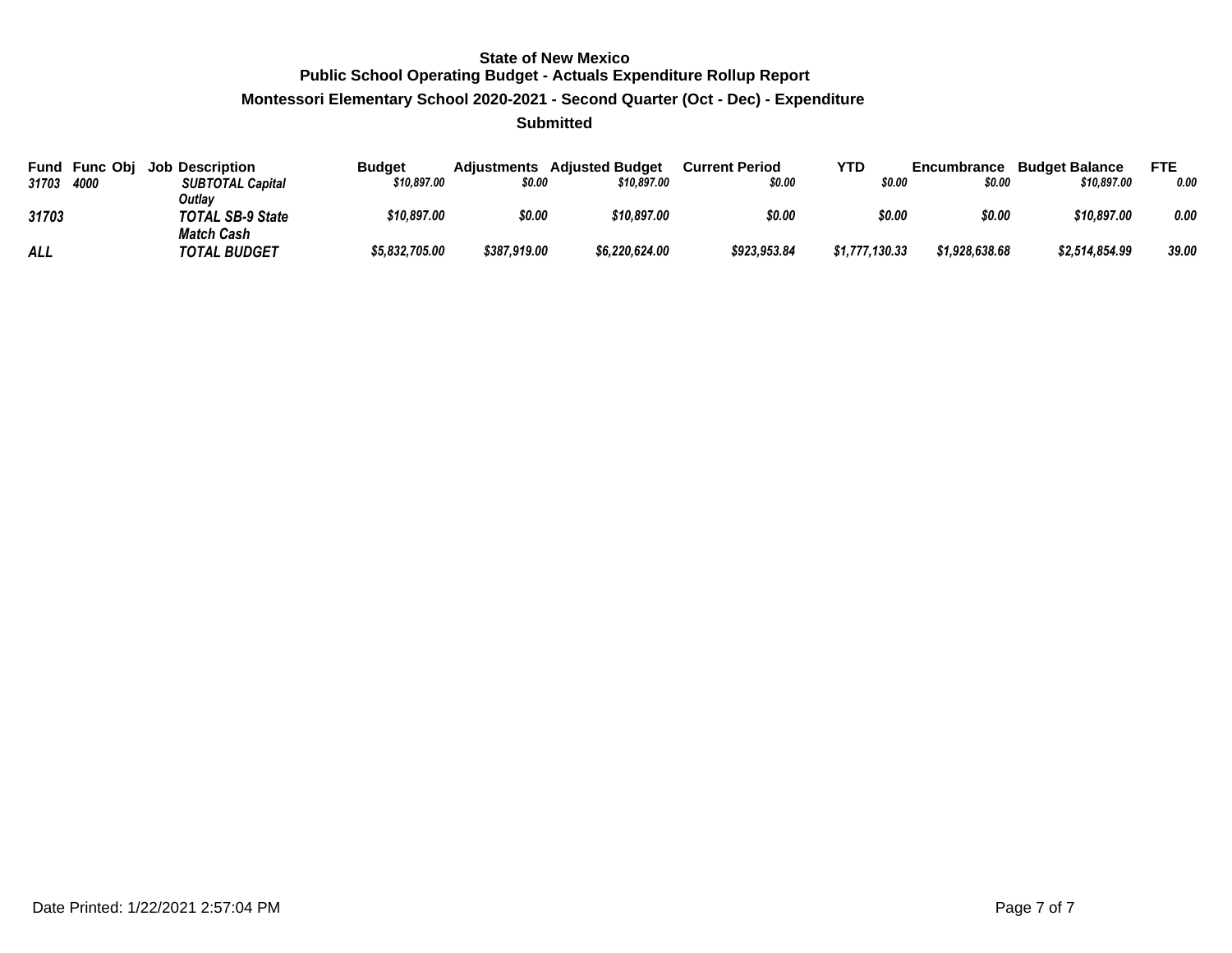**State of New Mexico**
**Public School Operating Budget - Actuals Expenditure Rollup Report**
**Montessori Elementary School 2020-2021 - Second Quarter (Oct - Dec) - Expenditure**
**Submitted**

| Fund | Func | Obj | Job | Description | Budget | Adjustments | Adjusted Budget | Current Period | YTD | Encumbrance | Budget Balance | FTE |
|---|---|---|---|---|---|---|---|---|---|---|---|---|
| *31703* | *4000* | | | ***SUBTOTAL Capital Outlay*** | *$10,897.00* | *$0.00* | *$10,897.00* | *$0.00* | *$0.00* | *$0.00* | *$10,897.00* | *0.00* |
| ***31703*** | | | | ***TOTAL SB-9 State Match Cash*** | ***$10,897.00*** | ***$0.00*** | ***$10,897.00*** | ***$0.00*** | ***$0.00*** | ***$0.00*** | ***$10,897.00*** | ***0.00*** |
| ***ALL*** | | | | ***TOTAL BUDGET*** | ***$5,832,705.00*** | ***$387,919.00*** | ***$6,220,624.00*** | ***$923,953.84*** | ***$1,777,130.33*** | ***$1,928,638.68*** | ***$2,514,854.99*** | ***39.00*** |

Date Printed: 1/22/2021 2:57:04 PM